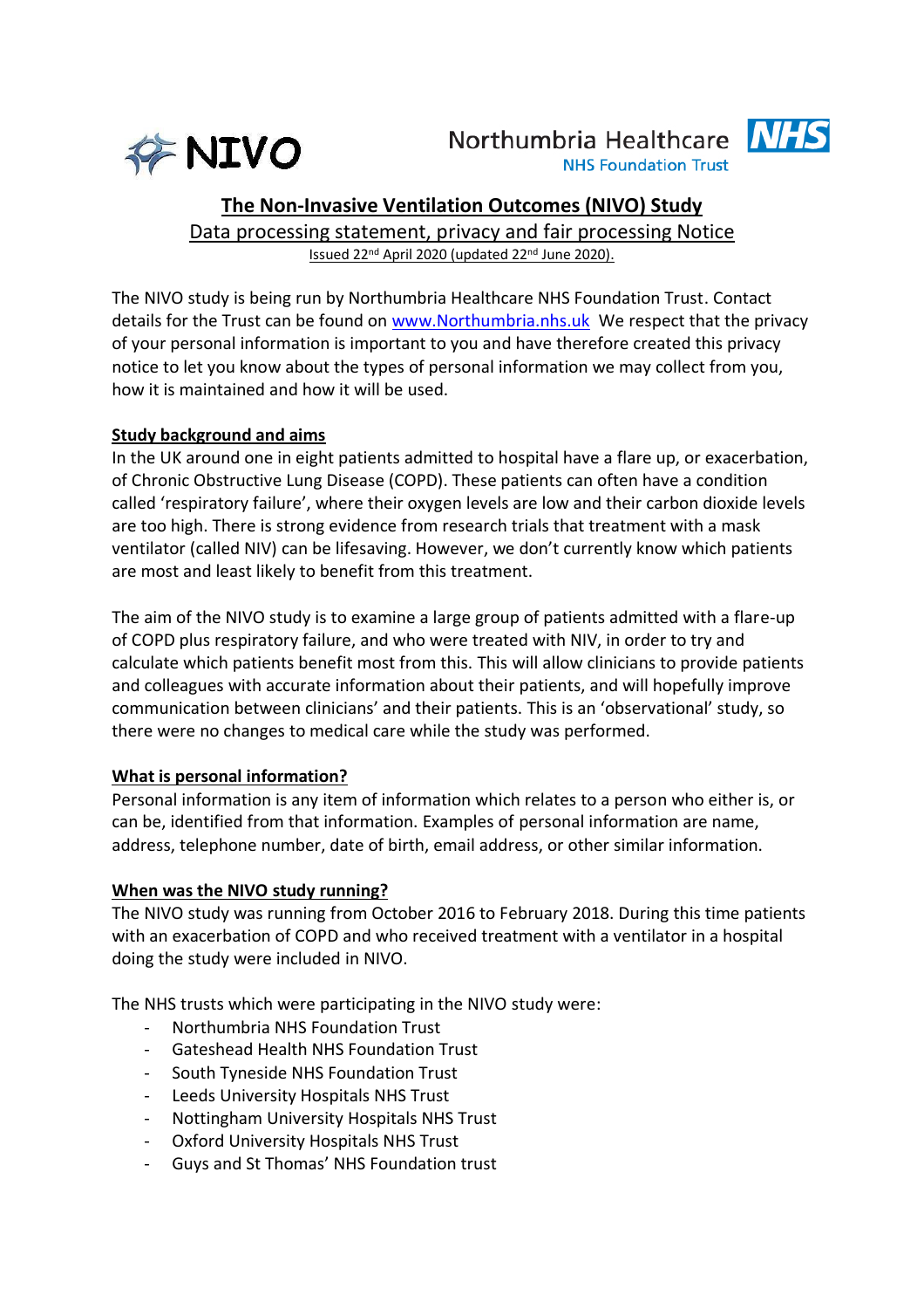NIVO

Northumbria Healthcare NHS Foundation Trust

# The Non-Invasive Ventilation Outcomes (NIVO) Study

## Data processing statement, privacy and fair processing Notice

Issued 22nd April 2020 (updated 22nd June 2020).

The NIVO study is being run by Northumbria Healthcare NHS Foundation Trust. Contact details for the Trust can be found on [www.Northumbria.nhs.uk](http://www.Northumbria.nhs.uk) We respect that the privacy of your personal information is important to you and have therefore created this privacy notice to let you know about the types of personal information we may collect from you, how it is maintained and how it will be used.

### Study background and aims

In the UK around one in eight patients admitted to hospital have a flare up, or exacerbation, of Chronic Obstructive Lung Disease (COPD). These patients can often have a condition called 'respiratory failure', where their oxygen levels are low and their carbon dioxide levels are too high. There is strong evidence from research trials that treatment with a mask ventilator (called NIV) can be lifesaving. However, we don't currently know which patients are most and least likely to benefit from this treatment.

The aim of the NIVO study is to examine a large group of patients admitted with a flare-up of COPD plus respiratory failure, and who were treated with NIV, in order to try and calculate which patients benefit most from this. This will allow clinicians to provide patients and colleagues with accurate information about their patients, and will hopefully improve communication between clinicians' and their patients. This is an 'observational' study, so there were no changes to medical care while the study was performed.

### What is personal information?

Personal information is any item of information which relates to a person who either is, or can be, identified from that information. Examples of personal information are name, address, telephone number, date of birth, email address, or other similar information.

### When was the NIVO study running?

The NIVO study was running from October 2016 to February 2018. During this time patients with an exacerbation of COPD and who received treatment with a ventilator in a hospital doing the study were included in NIVO.

The NHS trusts which were participating in the NIVO study were:

- Northumbria NHS Foundation Trust
- Gateshead Health NHS Foundation Trust
- South Tyneside NHS Foundation Trust
- Leeds University Hospitals NHS Trust
- Nottingham University Hospitals NHS Trust
- Oxford University Hospitals NHS Trust
- Guys and St Thomas' NHS Foundation trust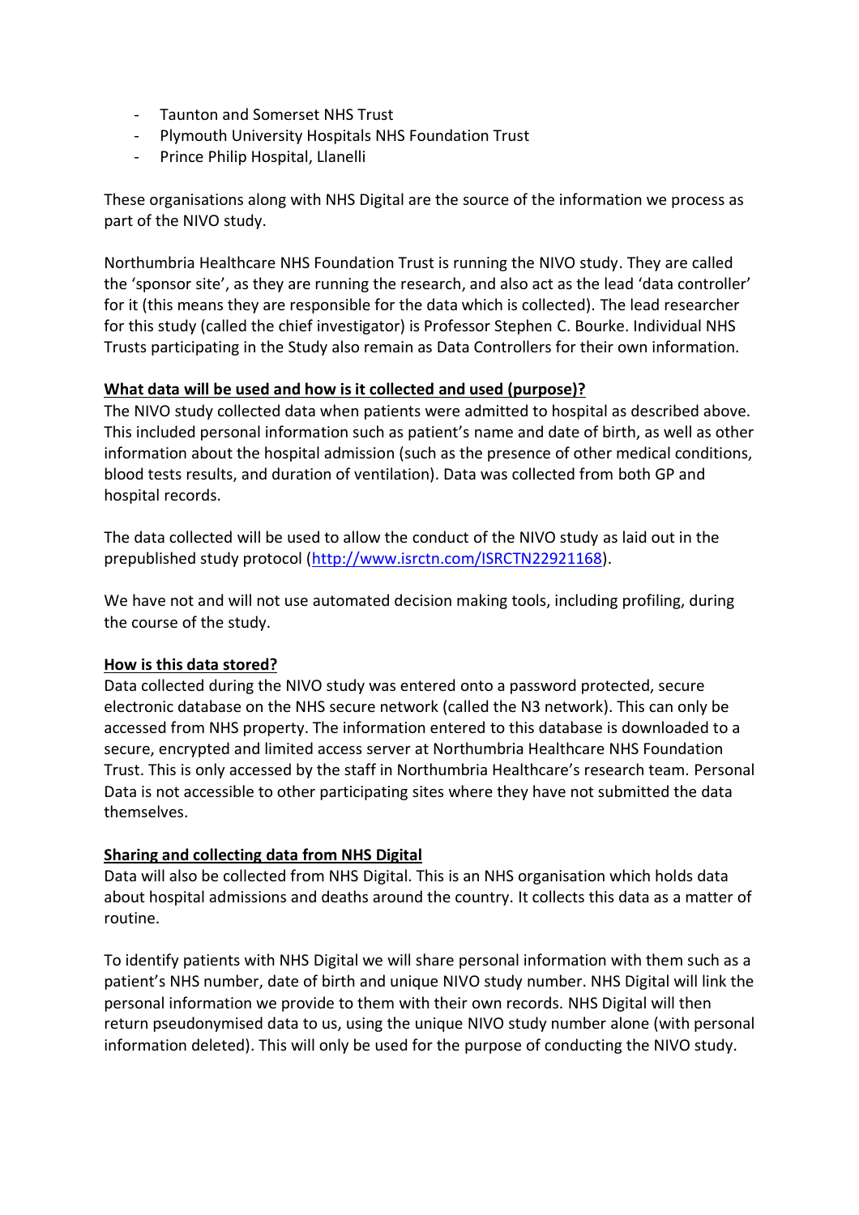- Taunton and Somerset NHS Trust
- Plymouth University Hospitals NHS Foundation Trust
- Prince Philip Hospital, Llanelli

These organisations along with NHS Digital are the source of the information we process as part of the NIVO study.

Northumbria Healthcare NHS Foundation Trust is running the NIVO study. They are called the 'sponsor site', as they are running the research, and also act as the lead 'data controller' for it (this means they are responsible for the data which is collected). The lead researcher for this study (called the chief investigator) is Professor Stephen C. Bourke. Individual NHS Trusts participating in the Study also remain as Data Controllers for their own information.

**What data will be used and how is it collected and used (purpose)?**

The NIVO study collected data when patients were admitted to hospital as described above. This included personal information such as patient's name and date of birth, as well as other information about the hospital admission (such as the presence of other medical conditions, blood tests results, and duration of ventilation). Data was collected from both GP and hospital records.

The data collected will be used to allow the conduct of the NIVO study as laid out in the prepublished study protocol (http://www.isrctn.com/ISRCTN22921168).

We have not and will not use automated decision making tools, including profiling, during the course of the study.

**How is this data stored?**

Data collected during the NIVO study was entered onto a password protected, secure electronic database on the NHS secure network (called the N3 network). This can only be accessed from NHS property. The information entered to this database is downloaded to a secure, encrypted and limited access server at Northumbria Healthcare NHS Foundation Trust. This is only accessed by the staff in Northumbria Healthcare's research team. Personal Data is not accessible to other participating sites where they have not submitted the data themselves.

**Sharing and collecting data from NHS Digital**

Data will also be collected from NHS Digital. This is an NHS organisation which holds data about hospital admissions and deaths around the country. It collects this data as a matter of routine.

To identify patients with NHS Digital we will share personal information with them such as a patient's NHS number, date of birth and unique NIVO study number. NHS Digital will link the personal information we provide to them with their own records. NHS Digital will then return pseudonymised data to us, using the unique NIVO study number alone (with personal information deleted). This will only be used for the purpose of conducting the NIVO study.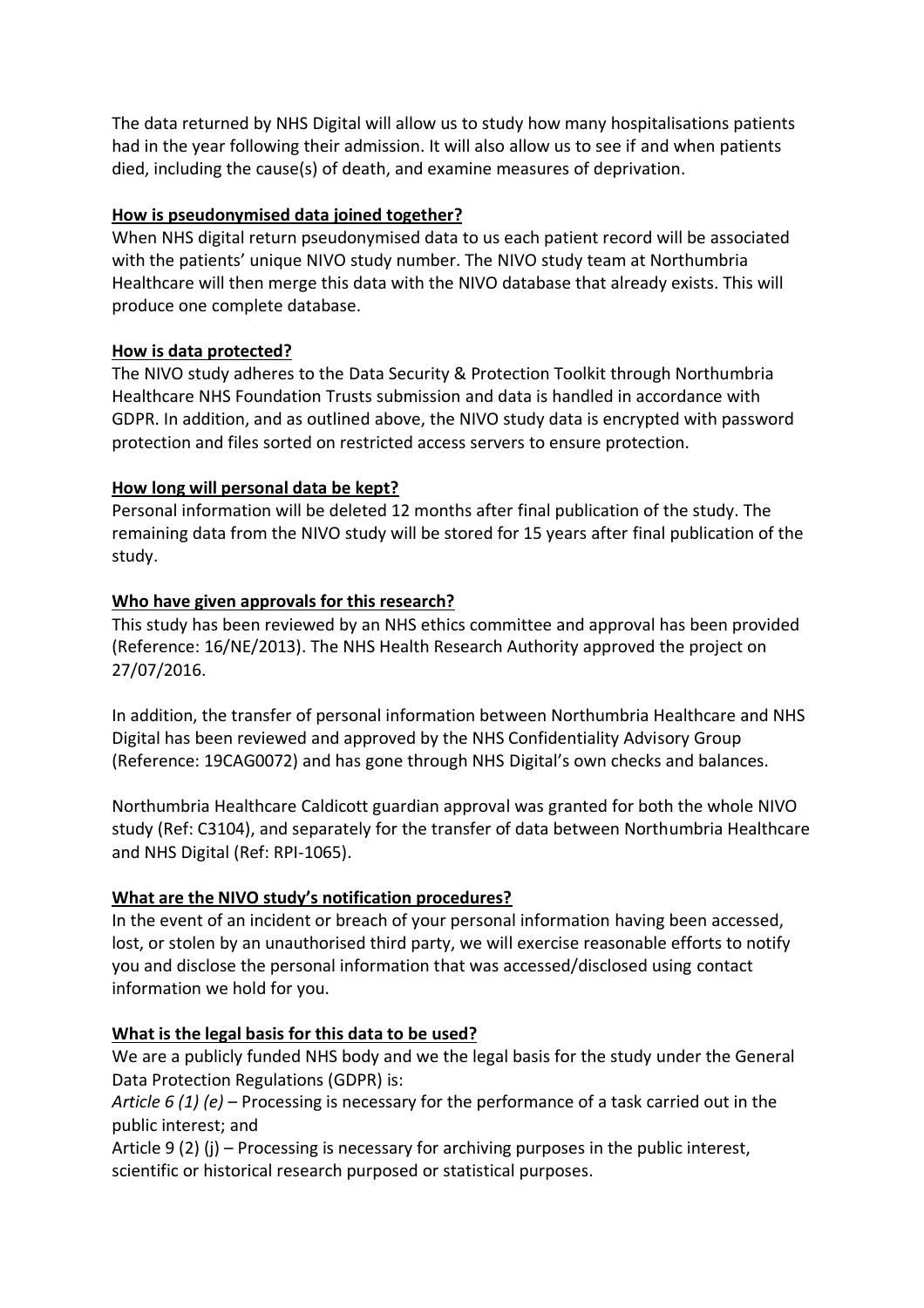The data returned by NHS Digital will allow us to study how many hospitalisations patients had in the year following their admission. It will also allow us to see if and when patients died, including the cause(s) of death, and examine measures of deprivation.

**How is pseudonymised data joined together?**

When NHS digital return pseudonymised data to us each patient record will be associated with the patients' unique NIVO study number. The NIVO study team at Northumbria Healthcare will then merge this data with the NIVO database that already exists. This will produce one complete database.

**How is data protected?**

The NIVO study adheres to the Data Security & Protection Toolkit through Northumbria Healthcare NHS Foundation Trusts submission and data is handled in accordance with GDPR. In addition, and as outlined above, the NIVO study data is encrypted with password protection and files sorted on restricted access servers to ensure protection.

**How long will personal data be kept?**

Personal information will be deleted 12 months after final publication of the study. The remaining data from the NIVO study will be stored for 15 years after final publication of the study.

**Who have given approvals for this research?**

This study has been reviewed by an NHS ethics committee and approval has been provided (Reference: 16/NE/2013). The NHS Health Research Authority approved the project on 27/07/2016.

In addition, the transfer of personal information between Northumbria Healthcare and NHS Digital has been reviewed and approved by the NHS Confidentiality Advisory Group (Reference: 19CAG0072) and has gone through NHS Digital's own checks and balances.

Northumbria Healthcare Caldicott guardian approval was granted for both the whole NIVO study (Ref: C3104), and separately for the transfer of data between Northumbria Healthcare and NHS Digital (Ref: RPI-1065).

**What are the NIVO study's notification procedures?**

In the event of an incident or breach of your personal information having been accessed, lost, or stolen by an unauthorised third party, we will exercise reasonable efforts to notify you and disclose the personal information that was accessed/disclosed using contact information we hold for you.

**What is the legal basis for this data to be used?**

We are a publicly funded NHS body and we the legal basis for the study under the General Data Protection Regulations (GDPR) is:

*Article 6 (1) (e)* – Processing is necessary for the performance of a task carried out in the public interest; and

Article 9 (2) (j) – Processing is necessary for archiving purposes in the public interest, scientific or historical research purposed or statistical purposes.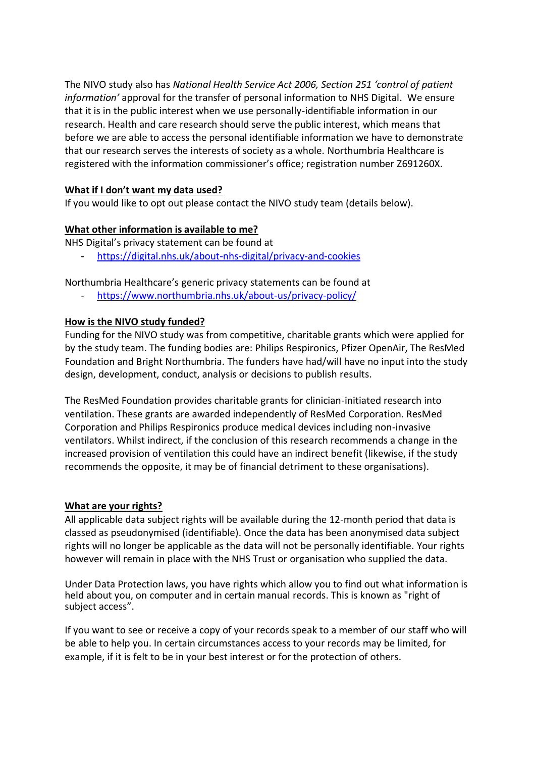The NIVO study also has *National Health Service Act 2006, Section 251 'control of patient information'* approval for the transfer of personal information to NHS Digital. We ensure that it is in the public interest when we use personally-identifiable information in our research. Health and care research should serve the public interest, which means that before we are able to access the personal identifiable information we have to demonstrate that our research serves the interests of society as a whole. Northumbria Healthcare is registered with the information commissioner's office; registration number Z691260X.

**What if I don't want my data used?**

If you would like to opt out please contact the NIVO study team (details below).

**What other information is available to me?**

NHS Digital's privacy statement can be found at

- https://digital.nhs.uk/about-nhs-digital/privacy-and-cookies

Northumbria Healthcare's generic privacy statements can be found at

- https://www.northumbria.nhs.uk/about-us/privacy-policy/

**How is the NIVO study funded?**

Funding for the NIVO study was from competitive, charitable grants which were applied for by the study team. The funding bodies are: Philips Respironics, Pfizer OpenAir, The ResMed Foundation and Bright Northumbria. The funders have had/will have no input into the study design, development, conduct, analysis or decisions to publish results.

The ResMed Foundation provides charitable grants for clinician-initiated research into ventilation. These grants are awarded independently of ResMed Corporation. ResMed Corporation and Philips Respironics produce medical devices including non-invasive ventilators. Whilst indirect, if the conclusion of this research recommends a change in the increased provision of ventilation this could have an indirect benefit (likewise, if the study recommends the opposite, it may be of financial detriment to these organisations).

**What are your rights?**

All applicable data subject rights will be available during the 12-month period that data is classed as pseudonymised (identifiable). Once the data has been anonymised data subject rights will no longer be applicable as the data will not be personally identifiable. Your rights however will remain in place with the NHS Trust or organisation who supplied the data.

Under Data Protection laws, you have rights which allow you to find out what information is held about you, on computer and in certain manual records. This is known as "right of subject access".

If you want to see or receive a copy of your records speak to a member of our staff who will be able to help you. In certain circumstances access to your records may be limited, for example, if it is felt to be in your best interest or for the protection of others.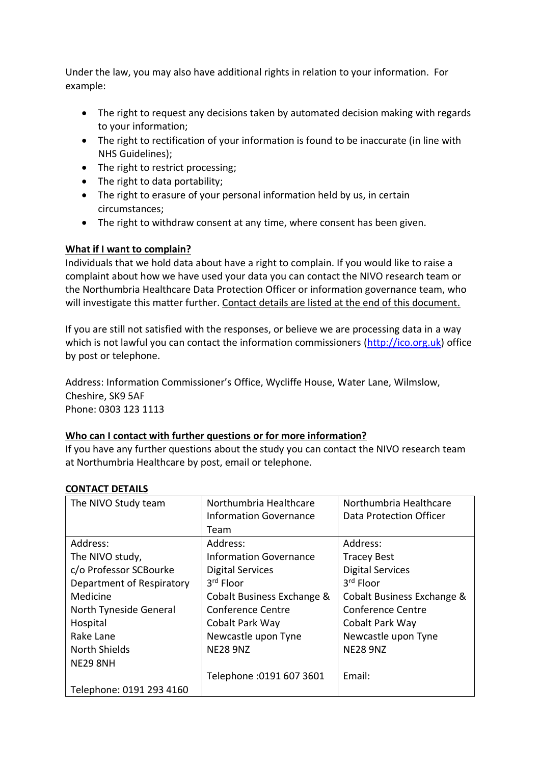Under the law, you may also have additional rights in relation to your information. For example:

- The right to request any decisions taken by automated decision making with regards to your information;
- The right to rectification of your information is found to be inaccurate (in line with NHS Guidelines);
- The right to restrict processing;
- The right to data portability;
- The right to erasure of your personal information held by us, in certain circumstances;
- The right to withdraw consent at any time, where consent has been given.

**What if I want to complain?**

Individuals that we hold data about have a right to complain. If you would like to raise a complaint about how we have used your data you can contact the NIVO research team or the Northumbria Healthcare Data Protection Officer or information governance team, who will investigate this matter further. Contact details are listed at the end of this document.

If you are still not satisfied with the responses, or believe we are processing data in a way which is not lawful you can contact the information commissioners (http://ico.org.uk) office by post or telephone.

Address: Information Commissioner's Office, Wycliffe House, Water Lane, Wilmslow, Cheshire, SK9 5AF
Phone: 0303 123 1113

**Who can I contact with further questions or for more information?**

If you have any further questions about the study you can contact the NIVO research team at Northumbria Healthcare by post, email or telephone.

**CONTACT DETAILS**

| The NIVO Study team | Northumbria Healthcare Information Governance Team | Northumbria Healthcare Data Protection Officer |
|---|---|---|
| Address:<br>The NIVO study,<br>c/o Professor SCBourke<br>Department of Respiratory Medicine<br>North Tyneside General Hospital<br>Rake Lane<br>North Shields<br>NE29 8NH<br><br>Telephone: 0191 293 4160 | Address:<br>Information Governance<br>Digital Services<br>3rd Floor<br>Cobalt Business Exchange & Conference Centre<br>Cobalt Park Way<br>Newcastle upon Tyne<br>NE28 9NZ<br><br>Telephone :0191 607 3601 | Address:<br>Tracey Best<br>Digital Services<br>3rd Floor<br>Cobalt Business Exchange & Conference Centre<br>Cobalt Park Way<br>Newcastle upon Tyne<br>NE28 9NZ<br><br>Email: |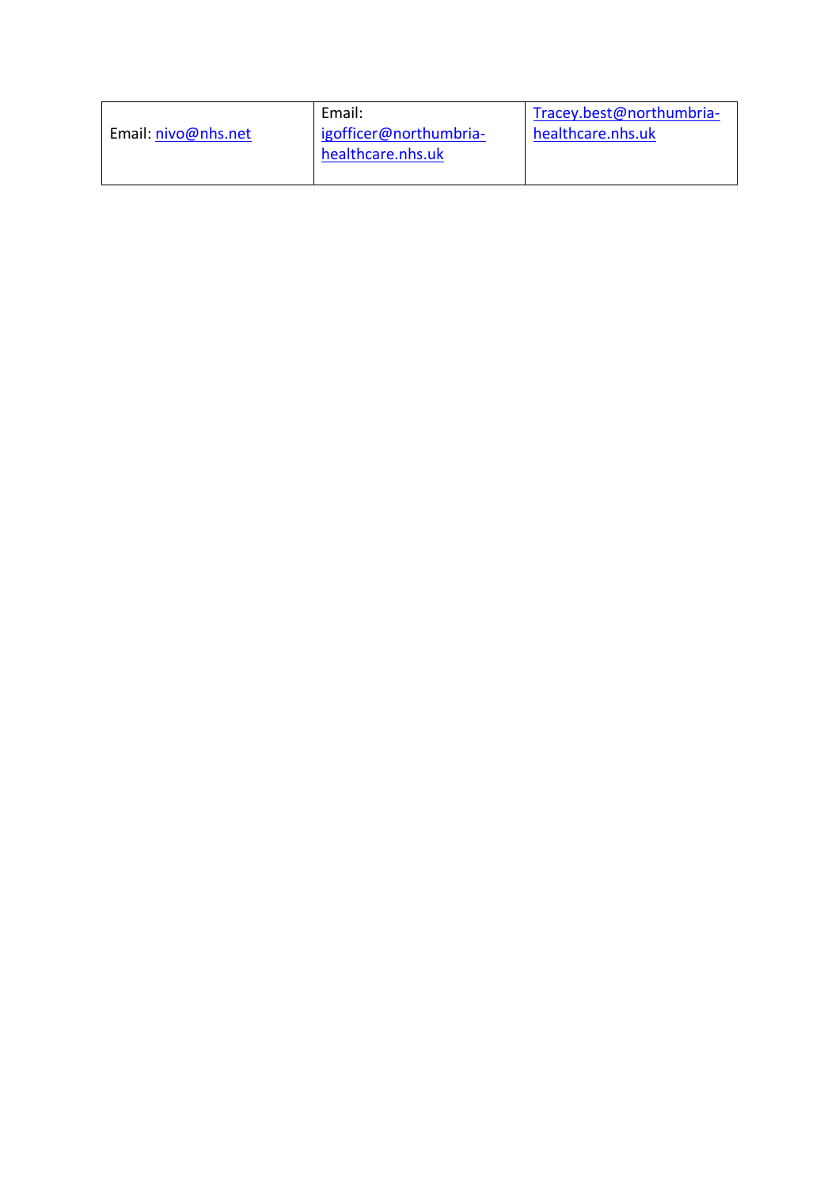| | | |
|---|---|---|
| Email: nivo@nhs.net | Email: igofficer@northumbria-healthcare.nhs.uk | Tracey.best@northumbria-healthcare.nhs.uk |